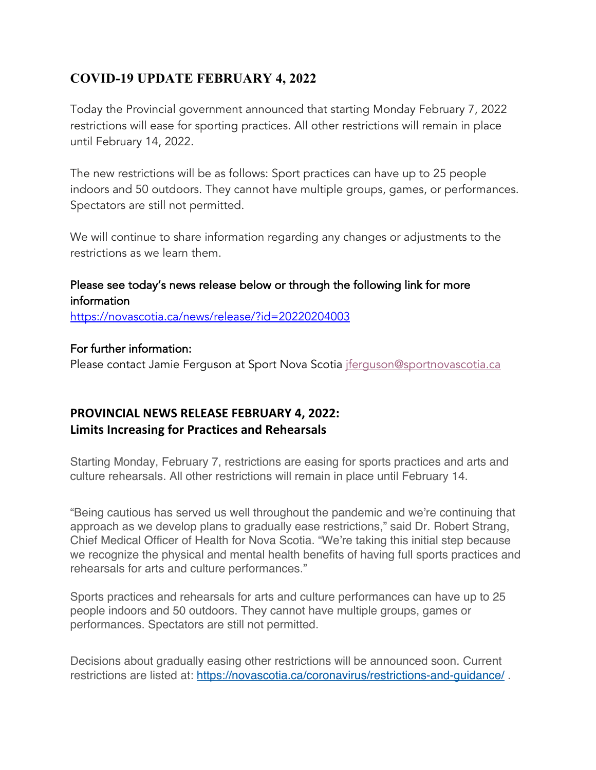## COVID-19 UPDATE FEBRUARY 4, 2022

Today the Provincial government announced that starting Monday February 7, 2022 restrictions will ease for sporting practices. All other restrictions will remain in place until February 14, 2022.

The new restrictions will be as follows: Sport practices can have up to 25 people indoors and 50 outdoors. They cannot have multiple groups, games, or performances. Spectators are still not permitted.

We will continue to share information regarding any changes or adjustments to the restrictions as we learn them.

Please see today's news release below or through the following link for more information
https://novascotia.ca/news/release/?id=20220204003

For further information:
Please contact Jamie Ferguson at Sport Nova Scotia jferguson@sportnovascotia.ca

## PROVINCIAL NEWS RELEASE FEBRUARY 4, 2022:
## Limits Increasing for Practices and Rehearsals

Starting Monday, February 7, restrictions are easing for sports practices and arts and culture rehearsals. All other restrictions will remain in place until February 14.

"Being cautious has served us well throughout the pandemic and we're continuing that approach as we develop plans to gradually ease restrictions," said Dr. Robert Strang, Chief Medical Officer of Health for Nova Scotia. "We're taking this initial step because we recognize the physical and mental health benefits of having full sports practices and rehearsals for arts and culture performances."

Sports practices and rehearsals for arts and culture performances can have up to 25 people indoors and 50 outdoors. They cannot have multiple groups, games or performances. Spectators are still not permitted.

Decisions about gradually easing other restrictions will be announced soon. Current restrictions are listed at: https://novascotia.ca/coronavirus/restrictions-and-guidance/ .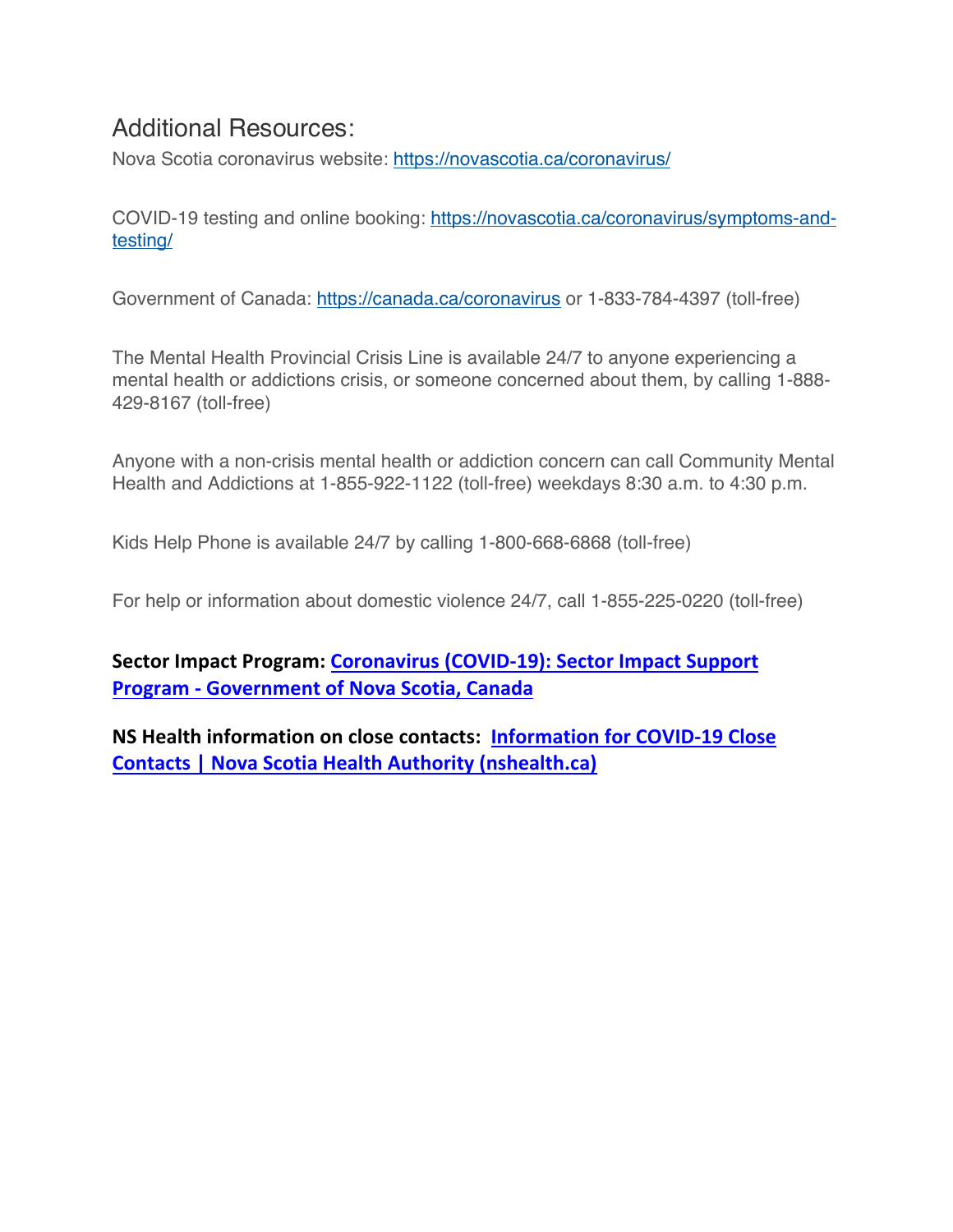## Additional Resources:

Nova Scotia coronavirus website: https://novascotia.ca/coronavirus/

COVID-19 testing and online booking: https://novascotia.ca/coronavirus/symptoms-and-testing/

Government of Canada: https://canada.ca/coronavirus or 1-833-784-4397 (toll-free)

The Mental Health Provincial Crisis Line is available 24/7 to anyone experiencing a mental health or addictions crisis, or someone concerned about them, by calling 1-888-429-8167 (toll-free)

Anyone with a non-crisis mental health or addiction concern can call Community Mental Health and Addictions at 1-855-922-1122 (toll-free) weekdays 8:30 a.m. to 4:30 p.m.

Kids Help Phone is available 24/7 by calling 1-800-668-6868 (toll-free)

For help or information about domestic violence 24/7, call 1-855-225-0220 (toll-free)

**Sector Impact Program: Coronavirus (COVID-19): Sector Impact Support Program - Government of Nova Scotia, Canada**

**NS Health information on close contacts: Information for COVID-19 Close Contacts | Nova Scotia Health Authority (nshealth.ca)**